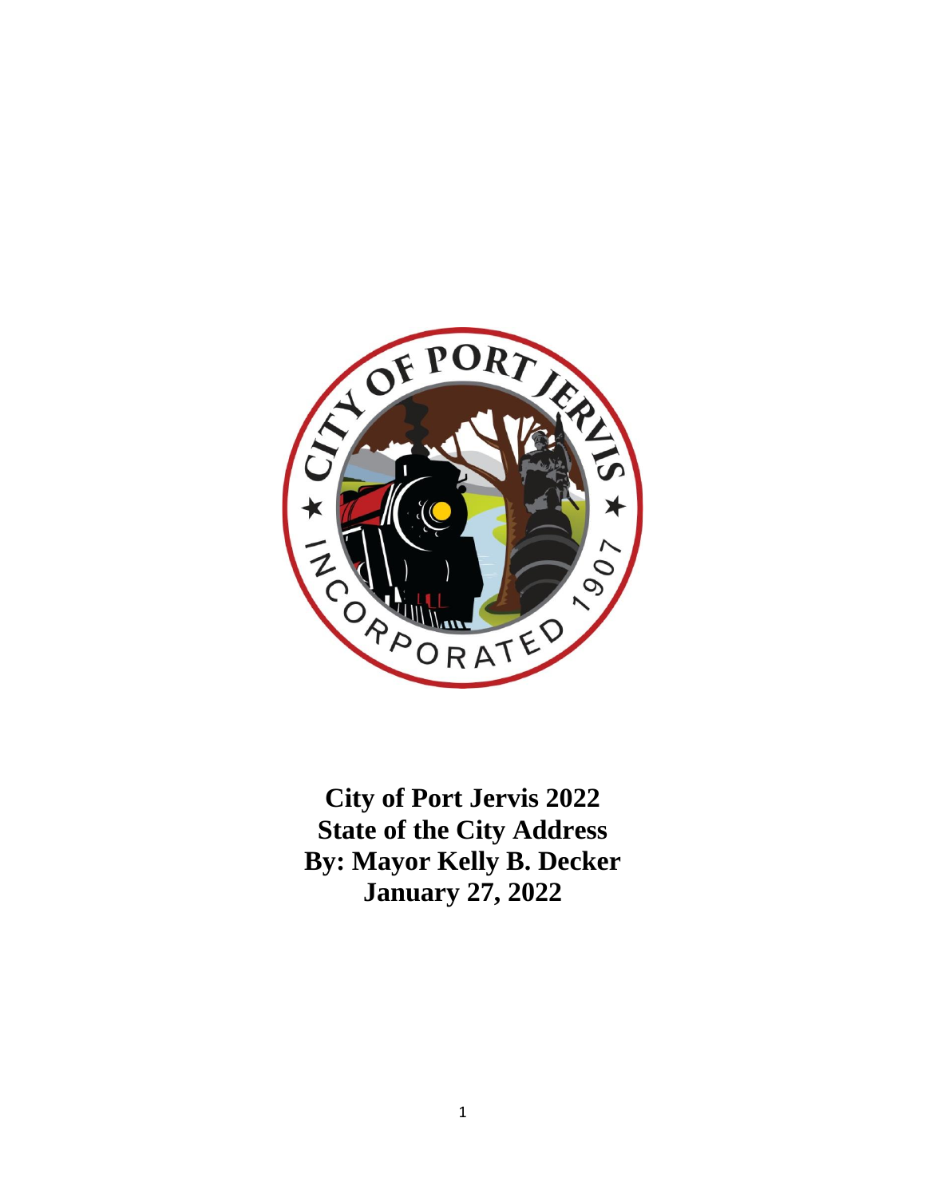**City of Port Jervis 2022**
**State of the City Address**
**By: Mayor Kelly B. Decker**
**January 27, 2022**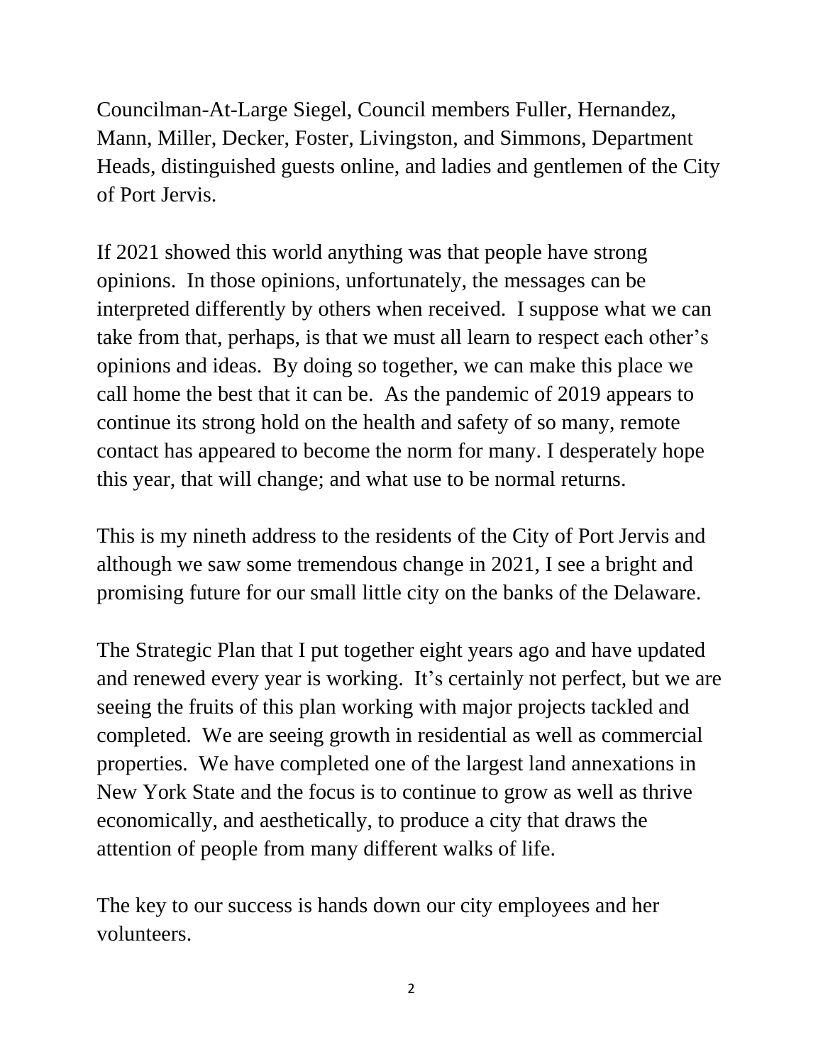Councilman-At-Large Siegel, Council members Fuller, Hernandez, Mann, Miller, Decker, Foster, Livingston, and Simmons, Department Heads, distinguished guests online, and ladies and gentlemen of the City of Port Jervis.

If 2021 showed this world anything was that people have strong opinions. In those opinions, unfortunately, the messages can be interpreted differently by others when received. I suppose what we can take from that, perhaps, is that we must all learn to respect each other's opinions and ideas. By doing so together, we can make this place we call home the best that it can be. As the pandemic of 2019 appears to continue its strong hold on the health and safety of so many, remote contact has appeared to become the norm for many. I desperately hope this year, that will change; and what use to be normal returns.

This is my nineth address to the residents of the City of Port Jervis and although we saw some tremendous change in 2021, I see a bright and promising future for our small little city on the banks of the Delaware.

The Strategic Plan that I put together eight years ago and have updated and renewed every year is working. It's certainly not perfect, but we are seeing the fruits of this plan working with major projects tackled and completed. We are seeing growth in residential as well as commercial properties. We have completed one of the largest land annexations in New York State and the focus is to continue to grow as well as thrive economically, and aesthetically, to produce a city that draws the attention of people from many different walks of life.

The key to our success is hands down our city employees and her volunteers.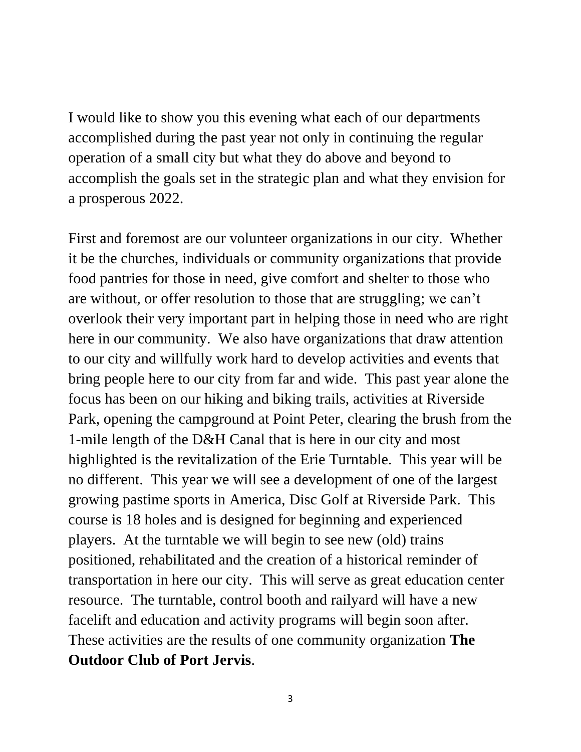I would like to show you this evening what each of our departments accomplished during the past year not only in continuing the regular operation of a small city but what they do above and beyond to accomplish the goals set in the strategic plan and what they envision for a prosperous 2022.

First and foremost are our volunteer organizations in our city. Whether it be the churches, individuals or community organizations that provide food pantries for those in need, give comfort and shelter to those who are without, or offer resolution to those that are struggling; we can't overlook their very important part in helping those in need who are right here in our community. We also have organizations that draw attention to our city and willfully work hard to develop activities and events that bring people here to our city from far and wide. This past year alone the focus has been on our hiking and biking trails, activities at Riverside Park, opening the campground at Point Peter, clearing the brush from the 1-mile length of the D&H Canal that is here in our city and most highlighted is the revitalization of the Erie Turntable. This year will be no different. This year we will see a development of one of the largest growing pastime sports in America, Disc Golf at Riverside Park. This course is 18 holes and is designed for beginning and experienced players. At the turntable we will begin to see new (old) trains positioned, rehabilitated and the creation of a historical reminder of transportation in here our city. This will serve as great education center resource. The turntable, control booth and railyard will have a new facelift and education and activity programs will begin soon after. These activities are the results of one community organization **The Outdoor Club of Port Jervis**.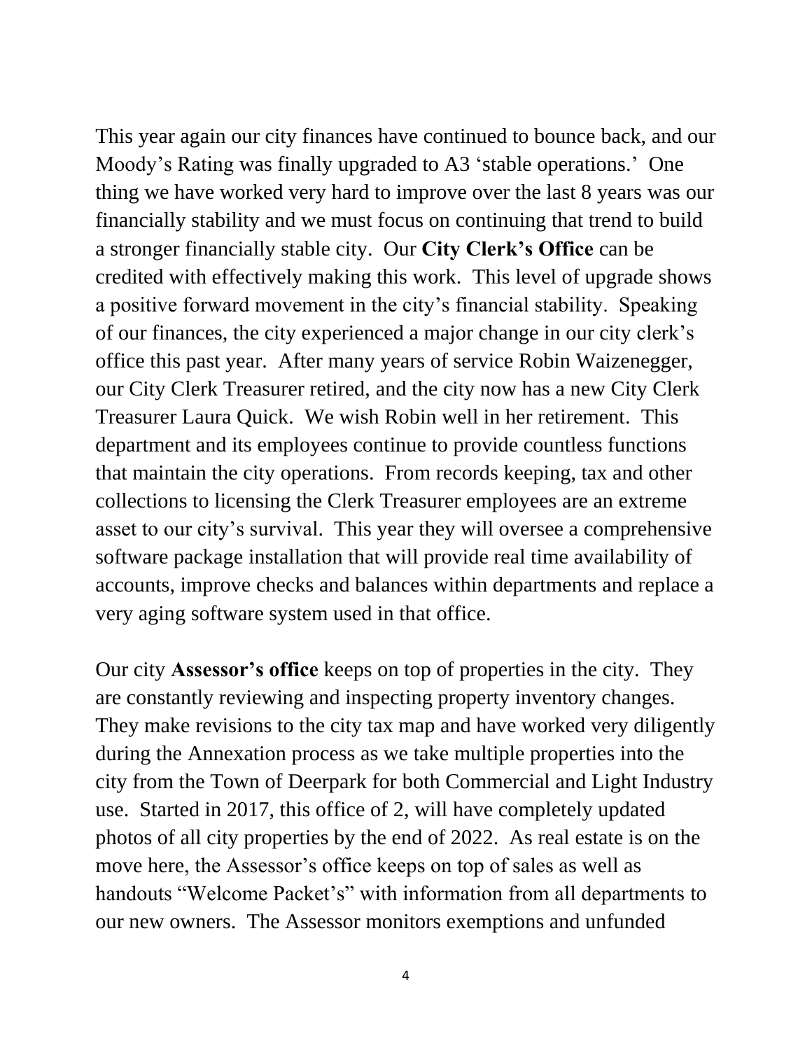This year again our city finances have continued to bounce back, and our Moody's Rating was finally upgraded to A3 'stable operations.' One thing we have worked very hard to improve over the last 8 years was our financially stability and we must focus on continuing that trend to build a stronger financially stable city. Our **City Clerk's Office** can be credited with effectively making this work. This level of upgrade shows a positive forward movement in the city's financial stability. Speaking of our finances, the city experienced a major change in our city clerk's office this past year. After many years of service Robin Waizenegger, our City Clerk Treasurer retired, and the city now has a new City Clerk Treasurer Laura Quick. We wish Robin well in her retirement. This department and its employees continue to provide countless functions that maintain the city operations. From records keeping, tax and other collections to licensing the Clerk Treasurer employees are an extreme asset to our city's survival. This year they will oversee a comprehensive software package installation that will provide real time availability of accounts, improve checks and balances within departments and replace a very aging software system used in that office.

Our city **Assessor's office** keeps on top of properties in the city. They are constantly reviewing and inspecting property inventory changes. They make revisions to the city tax map and have worked very diligently during the Annexation process as we take multiple properties into the city from the Town of Deerpark for both Commercial and Light Industry use. Started in 2017, this office of 2, will have completely updated photos of all city properties by the end of 2022. As real estate is on the move here, the Assessor's office keeps on top of sales as well as handouts "Welcome Packet's" with information from all departments to our new owners. The Assessor monitors exemptions and unfunded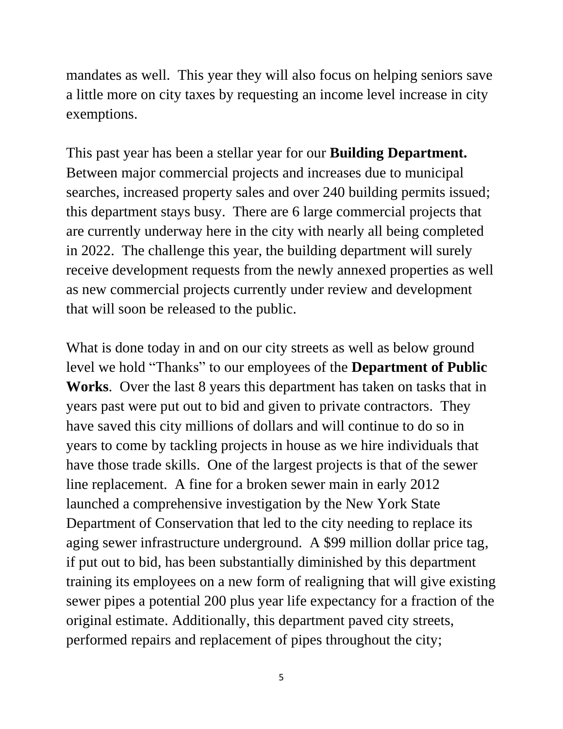mandates as well. This year they will also focus on helping seniors save a little more on city taxes by requesting an income level increase in city exemptions.

This past year has been a stellar year for our **Building Department.** Between major commercial projects and increases due to municipal searches, increased property sales and over 240 building permits issued; this department stays busy. There are 6 large commercial projects that are currently underway here in the city with nearly all being completed in 2022. The challenge this year, the building department will surely receive development requests from the newly annexed properties as well as new commercial projects currently under review and development that will soon be released to the public.

What is done today in and on our city streets as well as below ground level we hold "Thanks" to our employees of the **Department of Public Works**. Over the last 8 years this department has taken on tasks that in years past were put out to bid and given to private contractors. They have saved this city millions of dollars and will continue to do so in years to come by tackling projects in house as we hire individuals that have those trade skills. One of the largest projects is that of the sewer line replacement. A fine for a broken sewer main in early 2012 launched a comprehensive investigation by the New York State Department of Conservation that led to the city needing to replace its aging sewer infrastructure underground. A $99 million dollar price tag, if put out to bid, has been substantially diminished by this department training its employees on a new form of realigning that will give existing sewer pipes a potential 200 plus year life expectancy for a fraction of the original estimate. Additionally, this department paved city streets, performed repairs and replacement of pipes throughout the city;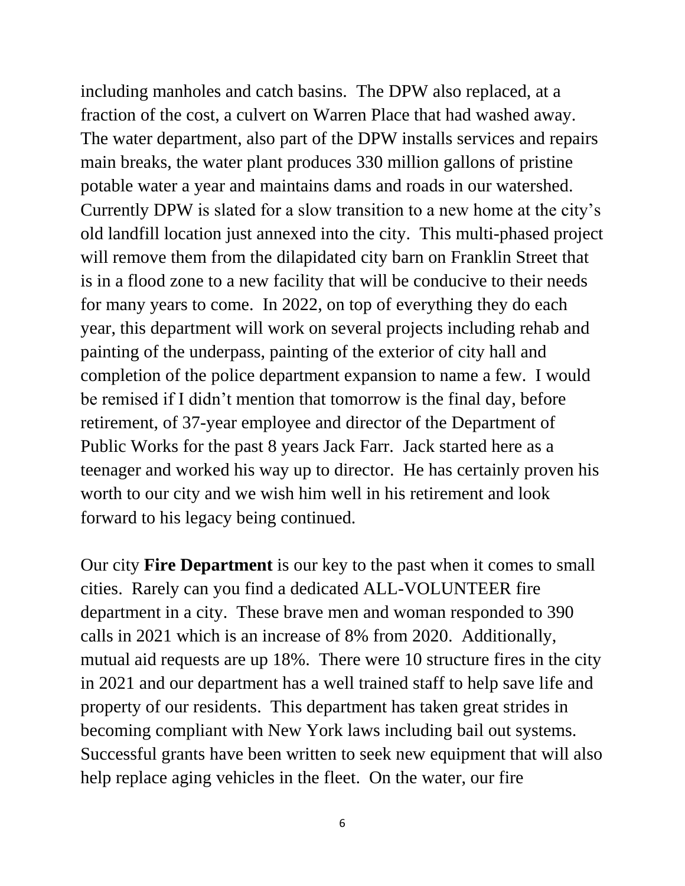including manholes and catch basins. The DPW also replaced, at a fraction of the cost, a culvert on Warren Place that had washed away. The water department, also part of the DPW installs services and repairs main breaks, the water plant produces 330 million gallons of pristine potable water a year and maintains dams and roads in our watershed. Currently DPW is slated for a slow transition to a new home at the city's old landfill location just annexed into the city. This multi-phased project will remove them from the dilapidated city barn on Franklin Street that is in a flood zone to a new facility that will be conducive to their needs for many years to come. In 2022, on top of everything they do each year, this department will work on several projects including rehab and painting of the underpass, painting of the exterior of city hall and completion of the police department expansion to name a few. I would be remised if I didn't mention that tomorrow is the final day, before retirement, of 37-year employee and director of the Department of Public Works for the past 8 years Jack Farr. Jack started here as a teenager and worked his way up to director. He has certainly proven his worth to our city and we wish him well in his retirement and look forward to his legacy being continued.

Our city **Fire Department** is our key to the past when it comes to small cities. Rarely can you find a dedicated ALL-VOLUNTEER fire department in a city. These brave men and woman responded to 390 calls in 2021 which is an increase of 8% from 2020. Additionally, mutual aid requests are up 18%. There were 10 structure fires in the city in 2021 and our department has a well trained staff to help save life and property of our residents. This department has taken great strides in becoming compliant with New York laws including bail out systems. Successful grants have been written to seek new equipment that will also help replace aging vehicles in the fleet. On the water, our fire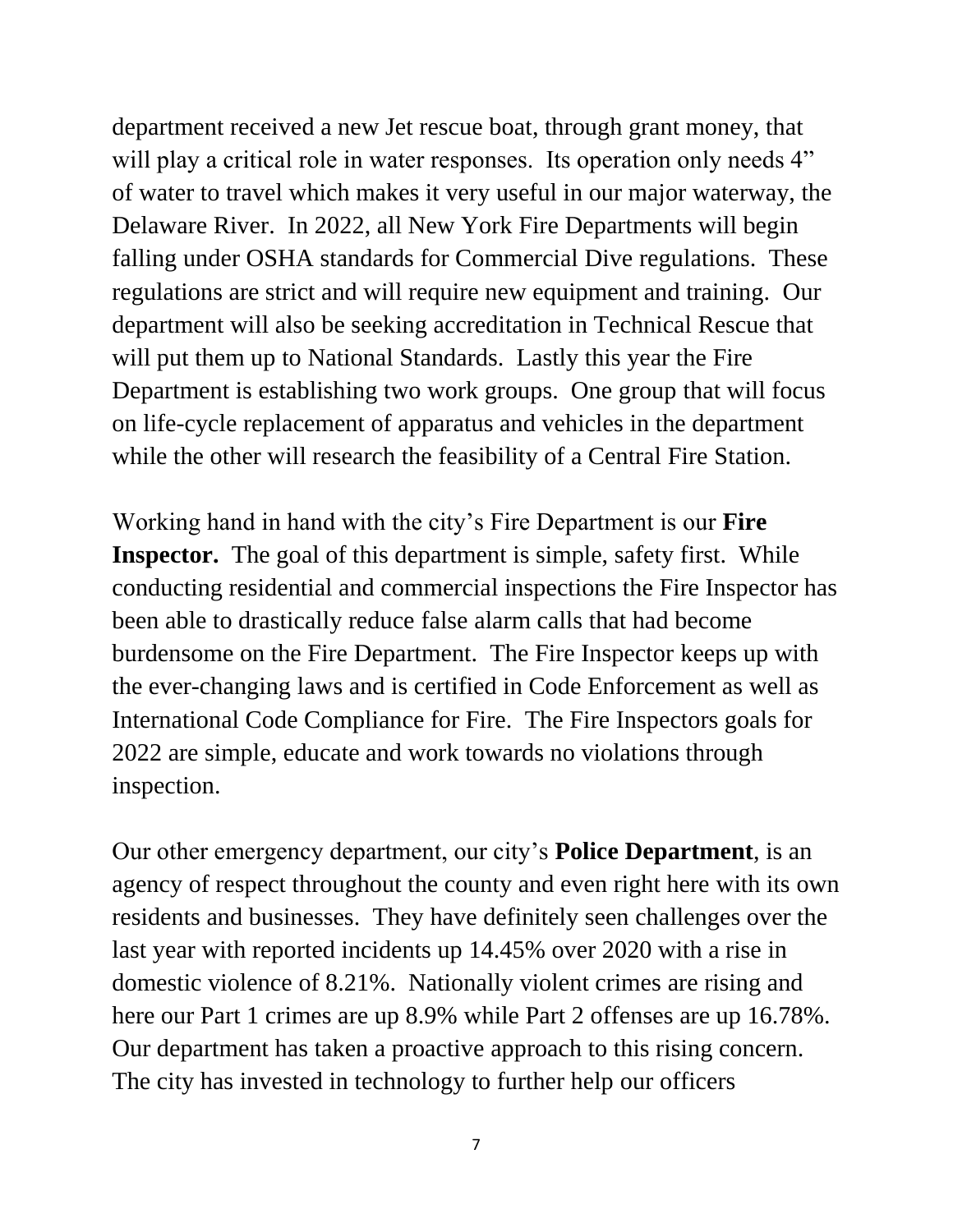department received a new Jet rescue boat, through grant money, that will play a critical role in water responses. Its operation only needs 4" of water to travel which makes it very useful in our major waterway, the Delaware River. In 2022, all New York Fire Departments will begin falling under OSHA standards for Commercial Dive regulations. These regulations are strict and will require new equipment and training. Our department will also be seeking accreditation in Technical Rescue that will put them up to National Standards. Lastly this year the Fire Department is establishing two work groups. One group that will focus on life-cycle replacement of apparatus and vehicles in the department while the other will research the feasibility of a Central Fire Station.

Working hand in hand with the city's Fire Department is our **Fire Inspector.** The goal of this department is simple, safety first. While conducting residential and commercial inspections the Fire Inspector has been able to drastically reduce false alarm calls that had become burdensome on the Fire Department. The Fire Inspector keeps up with the ever-changing laws and is certified in Code Enforcement as well as International Code Compliance for Fire. The Fire Inspectors goals for 2022 are simple, educate and work towards no violations through inspection.

Our other emergency department, our city's **Police Department**, is an agency of respect throughout the county and even right here with its own residents and businesses. They have definitely seen challenges over the last year with reported incidents up 14.45% over 2020 with a rise in domestic violence of 8.21%. Nationally violent crimes are rising and here our Part 1 crimes are up 8.9% while Part 2 offenses are up 16.78%. Our department has taken a proactive approach to this rising concern. The city has invested in technology to further help our officers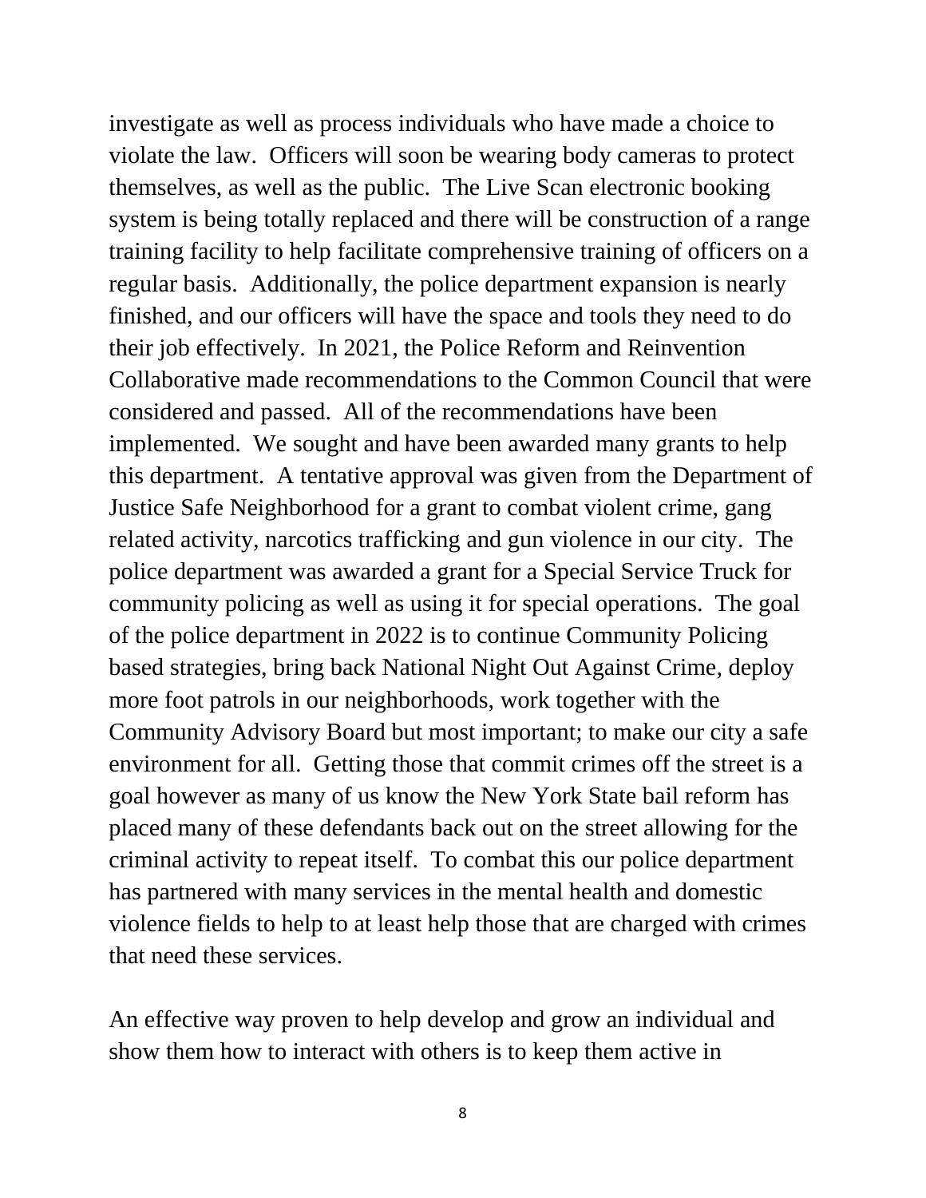investigate as well as process individuals who have made a choice to violate the law. Officers will soon be wearing body cameras to protect themselves, as well as the public. The Live Scan electronic booking system is being totally replaced and there will be construction of a range training facility to help facilitate comprehensive training of officers on a regular basis. Additionally, the police department expansion is nearly finished, and our officers will have the space and tools they need to do their job effectively. In 2021, the Police Reform and Reinvention Collaborative made recommendations to the Common Council that were considered and passed. All of the recommendations have been implemented. We sought and have been awarded many grants to help this department. A tentative approval was given from the Department of Justice Safe Neighborhood for a grant to combat violent crime, gang related activity, narcotics trafficking and gun violence in our city. The police department was awarded a grant for a Special Service Truck for community policing as well as using it for special operations. The goal of the police department in 2022 is to continue Community Policing based strategies, bring back National Night Out Against Crime, deploy more foot patrols in our neighborhoods, work together with the Community Advisory Board but most important; to make our city a safe environment for all. Getting those that commit crimes off the street is a goal however as many of us know the New York State bail reform has placed many of these defendants back out on the street allowing for the criminal activity to repeat itself. To combat this our police department has partnered with many services in the mental health and domestic violence fields to help to at least help those that are charged with crimes that need these services.

An effective way proven to help develop and grow an individual and show them how to interact with others is to keep them active in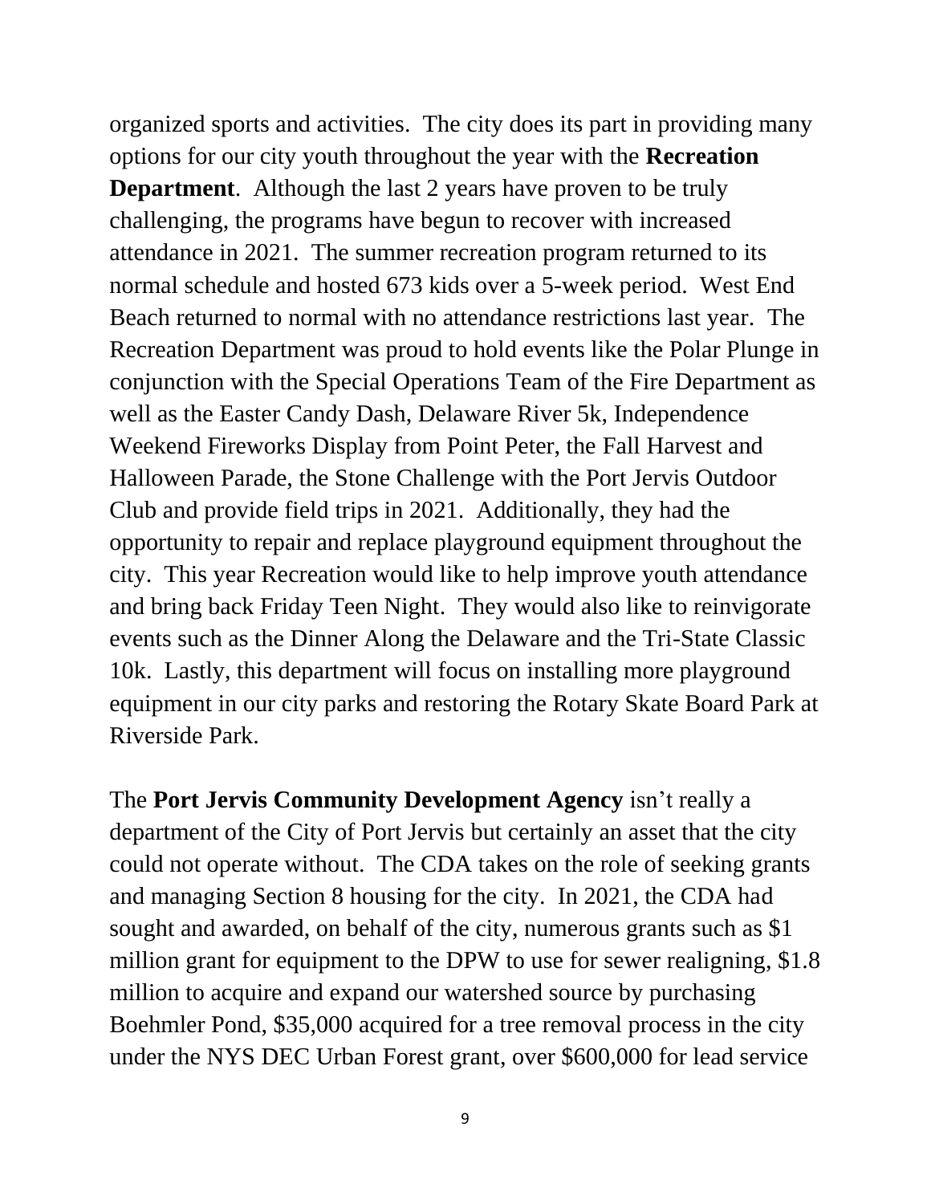organized sports and activities.  The city does its part in providing many options for our city youth throughout the year with the **Recreation Department**.  Although the last 2 years have proven to be truly challenging, the programs have begun to recover with increased attendance in 2021.  The summer recreation program returned to its normal schedule and hosted 673 kids over a 5-week period.  West End Beach returned to normal with no attendance restrictions last year.  The Recreation Department was proud to hold events like the Polar Plunge in conjunction with the Special Operations Team of the Fire Department as well as the Easter Candy Dash, Delaware River 5k, Independence Weekend Fireworks Display from Point Peter, the Fall Harvest and Halloween Parade, the Stone Challenge with the Port Jervis Outdoor Club and provide field trips in 2021.  Additionally, they had the opportunity to repair and replace playground equipment throughout the city.  This year Recreation would like to help improve youth attendance and bring back Friday Teen Night.  They would also like to reinvigorate events such as the Dinner Along the Delaware and the Tri-State Classic 10k.  Lastly, this department will focus on installing more playground equipment in our city parks and restoring the Rotary Skate Board Park at Riverside Park.

The **Port Jervis Community Development Agency** isn't really a department of the City of Port Jervis but certainly an asset that the city could not operate without.  The CDA takes on the role of seeking grants and managing Section 8 housing for the city.  In 2021, the CDA had sought and awarded, on behalf of the city, numerous grants such as $1 million grant for equipment to the DPW to use for sewer realigning, $1.8 million to acquire and expand our watershed source by purchasing Boehmler Pond, $35,000 acquired for a tree removal process in the city under the NYS DEC Urban Forest grant, over $600,000 for lead service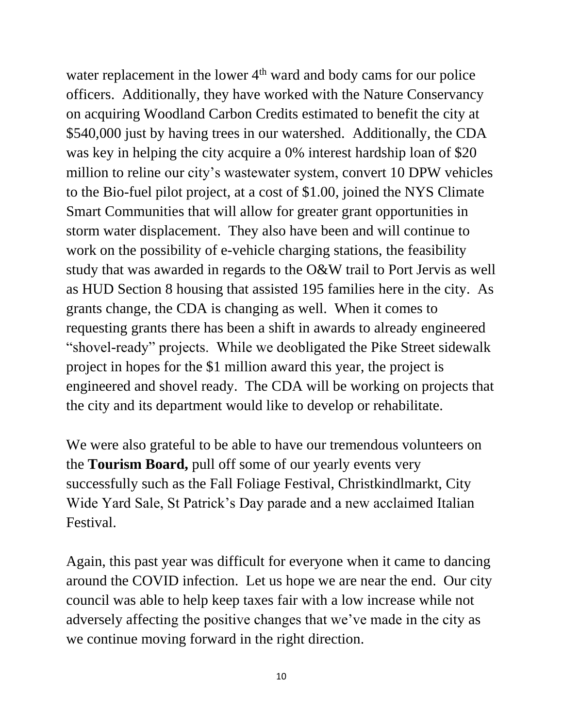water replacement in the lower 4th ward and body cams for our police officers. Additionally, they have worked with the Nature Conservancy on acquiring Woodland Carbon Credits estimated to benefit the city at $540,000 just by having trees in our watershed. Additionally, the CDA was key in helping the city acquire a 0% interest hardship loan of $20 million to reline our city's wastewater system, convert 10 DPW vehicles to the Bio-fuel pilot project, at a cost of $1.00, joined the NYS Climate Smart Communities that will allow for greater grant opportunities in storm water displacement. They also have been and will continue to work on the possibility of e-vehicle charging stations, the feasibility study that was awarded in regards to the O&W trail to Port Jervis as well as HUD Section 8 housing that assisted 195 families here in the city. As grants change, the CDA is changing as well. When it comes to requesting grants there has been a shift in awards to already engineered "shovel-ready" projects. While we deobligated the Pike Street sidewalk project in hopes for the $1 million award this year, the project is engineered and shovel ready. The CDA will be working on projects that the city and its department would like to develop or rehabilitate.

We were also grateful to be able to have our tremendous volunteers on the **Tourism Board,** pull off some of our yearly events very successfully such as the Fall Foliage Festival, Christkindlmarkt, City Wide Yard Sale, St Patrick's Day parade and a new acclaimed Italian Festival.

Again, this past year was difficult for everyone when it came to dancing around the COVID infection. Let us hope we are near the end. Our city council was able to help keep taxes fair with a low increase while not adversely affecting the positive changes that we've made in the city as we continue moving forward in the right direction.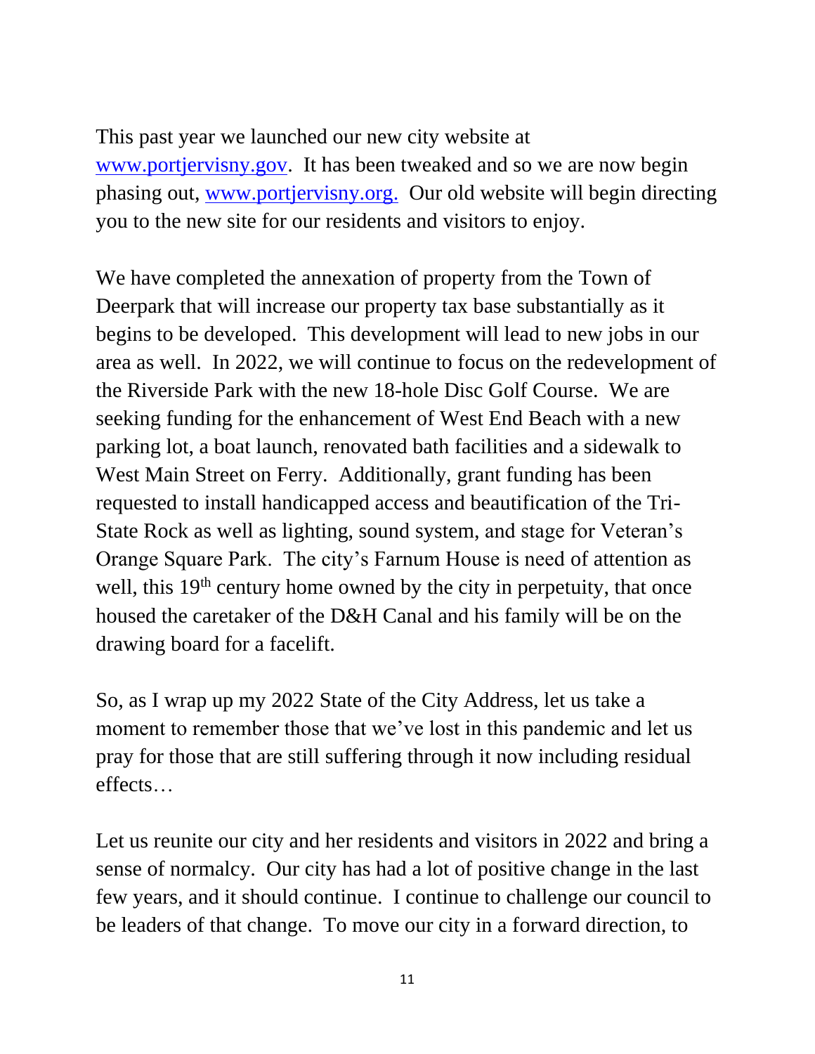This past year we launched our new city website at [www.portjervisny.gov](www.portjervisny.gov). It has been tweaked and so we are now begin phasing out, [www.portjervisny.org.](www.portjervisny.org) Our old website will begin directing you to the new site for our residents and visitors to enjoy.

We have completed the annexation of property from the Town of Deerpark that will increase our property tax base substantially as it begins to be developed. This development will lead to new jobs in our area as well. In 2022, we will continue to focus on the redevelopment of the Riverside Park with the new 18-hole Disc Golf Course. We are seeking funding for the enhancement of West End Beach with a new parking lot, a boat launch, renovated bath facilities and a sidewalk to West Main Street on Ferry. Additionally, grant funding has been requested to install handicapped access and beautification of the Tri-State Rock as well as lighting, sound system, and stage for Veteran's Orange Square Park. The city's Farnum House is need of attention as well, this 19th century home owned by the city in perpetuity, that once housed the caretaker of the D&H Canal and his family will be on the drawing board for a facelift.

So, as I wrap up my 2022 State of the City Address, let us take a moment to remember those that we've lost in this pandemic and let us pray for those that are still suffering through it now including residual effects…

Let us reunite our city and her residents and visitors in 2022 and bring a sense of normalcy. Our city has had a lot of positive change in the last few years, and it should continue. I continue to challenge our council to be leaders of that change. To move our city in a forward direction, to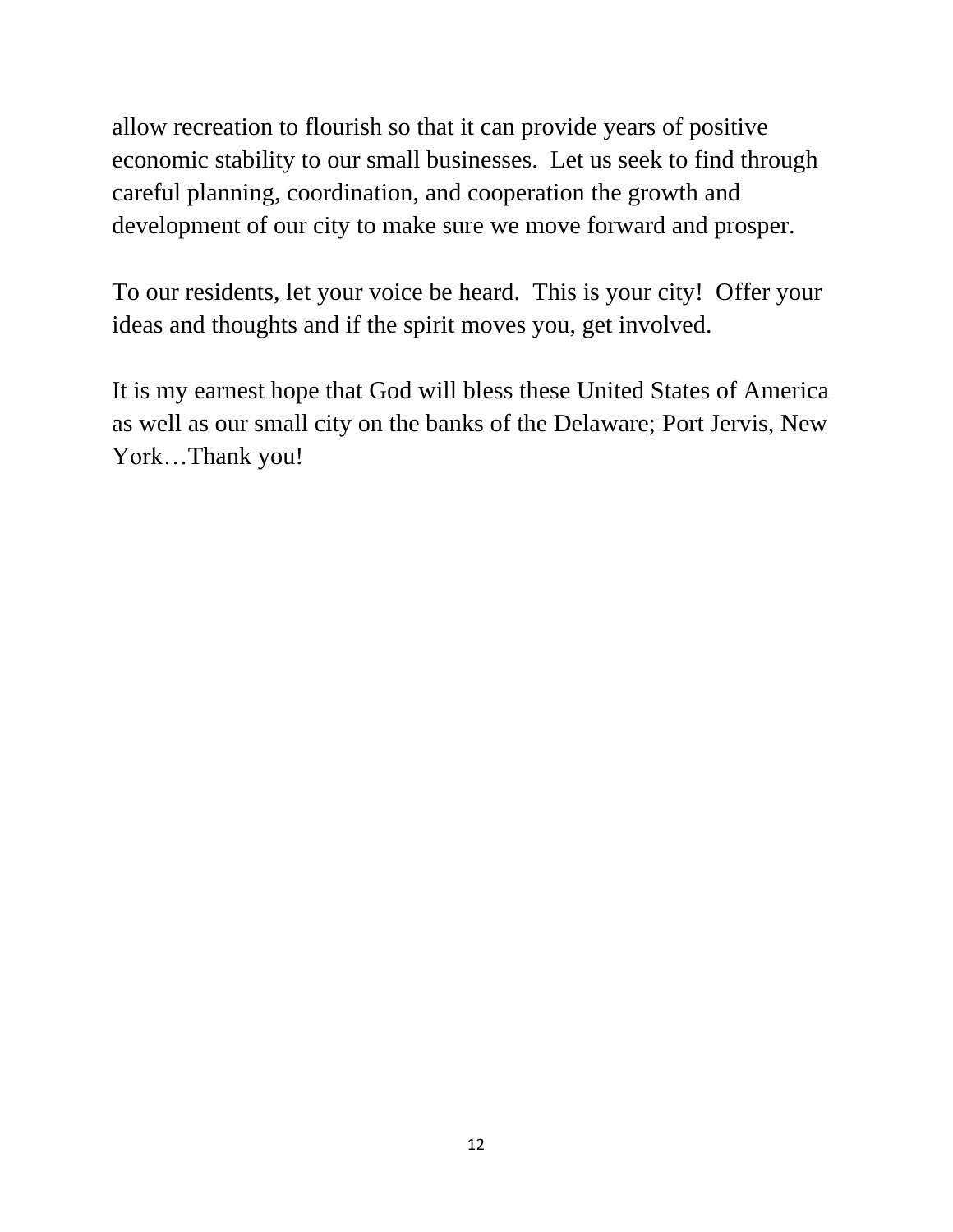allow recreation to flourish so that it can provide years of positive economic stability to our small businesses.  Let us seek to find through careful planning, coordination, and cooperation the growth and development of our city to make sure we move forward and prosper.

To our residents, let your voice be heard.  This is your city!  Offer your ideas and thoughts and if the spirit moves you, get involved.

It is my earnest hope that God will bless these United States of America as well as our small city on the banks of the Delaware; Port Jervis, New York…Thank you!